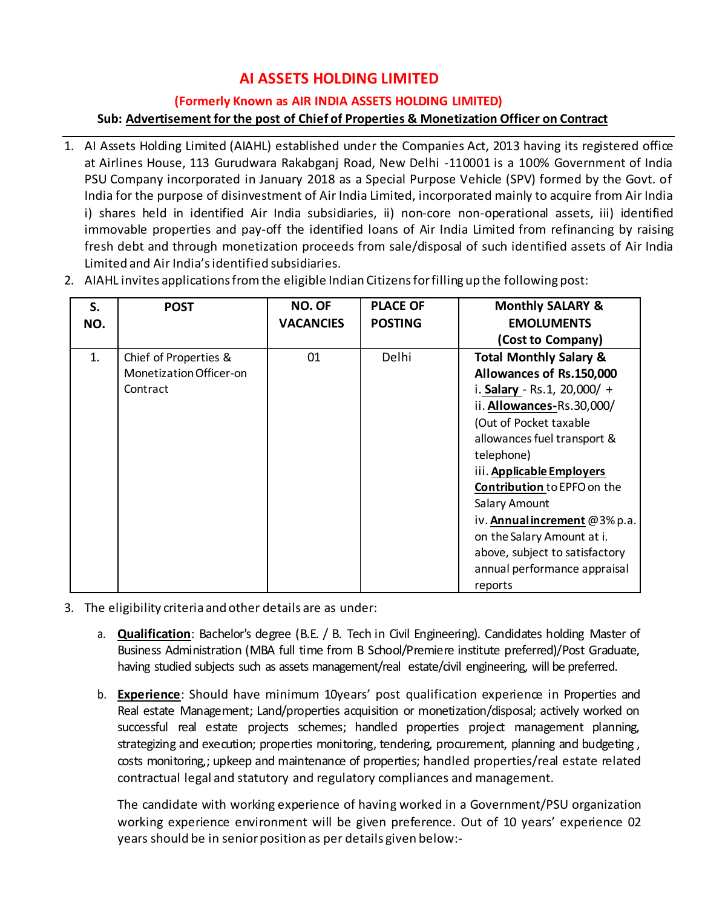# AI ASSETS HOLDING LIMITED

## (Formerly Known as AIR INDIA ASSETS HOLDING LIMITED)

**Sub: Advertisement for the post of Chief of Properties & Monetization Officer on Contract**

1. AI Assets Holding Limited (AIAHL) established under the Companies Act, 2013 having its registered office at Airlines House, 113 Gurudwara Rakabganj Road, New Delhi -110001 is a 100% Government of India PSU Company incorporated in January 2018 as a Special Purpose Vehicle (SPV) formed by the Govt. of India for the purpose of disinvestment of Air India Limited, incorporated mainly to acquire from Air India i) shares held in identified Air India subsidiaries, ii) non-core non-operational assets, iii) identified immovable properties and pay-off the identified loans of Air India Limited from refinancing by raising fresh debt and through monetization proceeds from sale/disposal of such identified assets of Air India Limited and Air India's identified subsidiaries.
2. AIAHL invites applications from the eligible Indian Citizens for filling up the following post:

| S. NO. | POST | NO. OF VACANCIES | PLACE OF POSTING | Monthly SALARY & EMOLUMENTS (Cost to Company) |
|---|---|---|---|---|
| 1. | Chief of Properties & Monetization Officer-on Contract | 01 | Delhi | **Total Monthly Salary & Allowances of Rs.150,000**<br>i. **Salary** - Rs.1, 20,000/ +<br>ii. **Allowances**-Rs.30,000/ (Out of Pocket taxable allowances fuel transport & telephone)<br>iii. **Applicable Employers Contribution** to EPFO on the Salary Amount<br>iv. **Annual increment** @3% p.a. on the Salary Amount at i. above, subject to satisfactory annual performance appraisal reports |

3. The eligibility criteria and other details are as under:

   a. **Qualification**: Bachelor's degree (B.E. / B. Tech in Civil Engineering). Candidates holding Master of Business Administration (MBA full time from B School/Premiere institute preferred)/Post Graduate, having studied subjects such as assets management/real estate/civil engineering, will be preferred.

   b. **Experience**: Should have minimum 10years' post qualification experience in Properties and Real estate Management; Land/properties acquisition or monetization/disposal; actively worked on successful real estate projects schemes; handled properties project management planning, strategizing and execution; properties monitoring, tendering, procurement, planning and budgeting , costs monitoring,; upkeep and maintenance of properties; handled properties/real estate related contractual legal and statutory and regulatory compliances and management.

      The candidate with working experience of having worked in a Government/PSU organization working experience environment will be given preference. Out of 10 years' experience 02 years should be in senior position as per details given below:-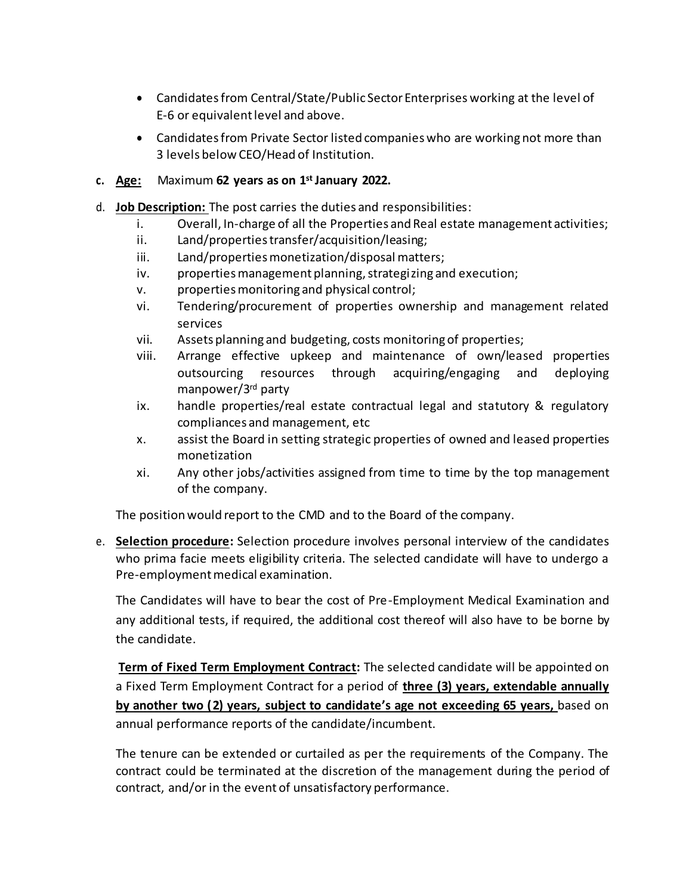- Candidates from Central/State/Public Sector Enterprises working at the level of E-6 or equivalent level and above.
- Candidates from Private Sector listed companies who are working not more than 3 levels below CEO/Head of Institution.

c. **<u>Age:</u>** Maximum **62 years as on 1st January 2022.**

d. **<u>Job Description:</u>** The post carries the duties and responsibilities:

   i. Overall, In-charge of all the Properties and Real estate management activities;
   ii. Land/properties transfer/acquisition/leasing;
   iii. Land/properties monetization/disposal matters;
   iv. properties management planning, strategizing and execution;
   v. properties monitoring and physical control;
   vi. Tendering/procurement of properties ownership and management related services
   vii. Assets planning and budgeting, costs monitoring of properties;
   viii. Arrange effective upkeep and maintenance of own/leased properties outsourcing resources through acquiring/engaging and deploying manpower/3rd party
   ix. handle properties/real estate contractual legal and statutory & regulatory compliances and management, etc
   x. assist the Board in setting strategic properties of owned and leased properties monetization
   xi. Any other jobs/activities assigned from time to time by the top management of the company.

   The position would report to the CMD and to the Board of the company.

e. **<u>Selection procedure</u>:** Selection procedure involves personal interview of the candidates who prima facie meets eligibility criteria. The selected candidate will have to undergo a Pre-employment medical examination.

   The Candidates will have to bear the cost of Pre-Employment Medical Examination and any additional tests, if required, the additional cost thereof will also have to be borne by the candidate.

   **<u>Term of Fixed Term Employment Contract</u>:** The selected candidate will be appointed on a Fixed Term Employment Contract for a period of **<u>three (3) years, extendable annually by another two (2) years, subject to candidate's age not exceeding 65 years,</u>** based on annual performance reports of the candidate/incumbent.

   The tenure can be extended or curtailed as per the requirements of the Company. The contract could be terminated at the discretion of the management during the period of contract, and/or in the event of unsatisfactory performance.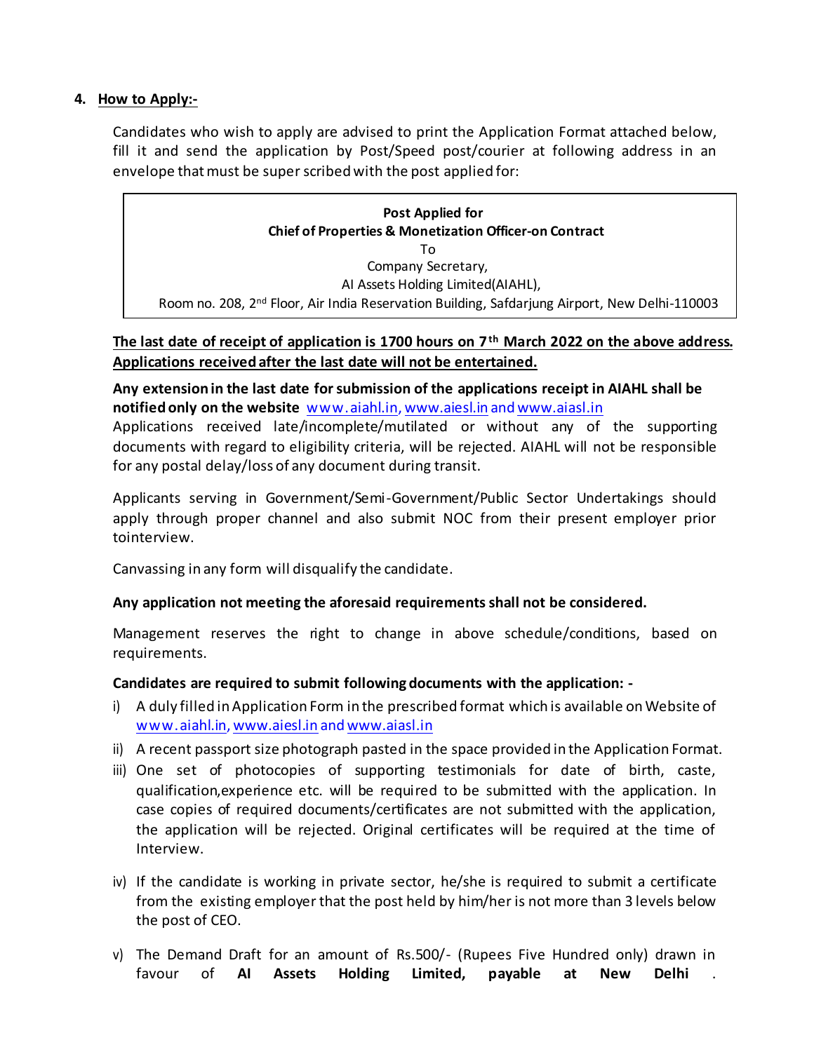## 4. How to Apply:-

Candidates who wish to apply are advised to print the Application Format attached below, fill it and send the application by Post/Speed post/courier at following address in an envelope that must be super scribed with the post applied for:

| **Post Applied for**<br>**Chief of Properties & Monetization Officer-on Contract**<br>To<br>Company Secretary,<br>AI Assets Holding Limited(AIAHL),<br>Room no. 208, 2nd Floor, Air India Reservation Building, Safdarjung Airport, New Delhi-110003 |
|---|

**The last date of receipt of application is 1700 hours on 7th March 2022 on the above address. Applications received after the last date will not be entertained.**

**Any extension in the last date for submission of the applications receipt in AIAHL shall be notified only on the website** www.aiahl.in, www.aiesl.in and www.aiasl.in

Applications received late/incomplete/mutilated or without any of the supporting documents with regard to eligibility criteria, will be rejected. AIAHL will not be responsible for any postal delay/loss of any document during transit.

Applicants serving in Government/Semi-Government/Public Sector Undertakings should apply through proper channel and also submit NOC from their present employer prior tointerview.

Canvassing in any form will disqualify the candidate.

**Any application not meeting the aforesaid requirements shall not be considered.**

Management reserves the right to change in above schedule/conditions, based on requirements.

**Candidates are required to submit following documents with the application: -**

i) A duly filled in Application Form in the prescribed format which is available on Website of www.aiahl.in, www.aiesl.in and www.aiasl.in

ii) A recent passport size photograph pasted in the space provided in the Application Format.

iii) One set of photocopies of supporting testimonials for date of birth, caste, qualification,experience etc. will be required to be submitted with the application. In case copies of required documents/certificates are not submitted with the application, the application will be rejected. Original certificates will be required at the time of Interview.

iv) If the candidate is working in private sector, he/she is required to submit a certificate from the existing employer that the post held by him/her is not more than 3 levels below the post of CEO.

v) The Demand Draft for an amount of Rs.500/- (Rupees Five Hundred only) drawn in favour of **AI Assets Holding Limited, payable at New Delhi** .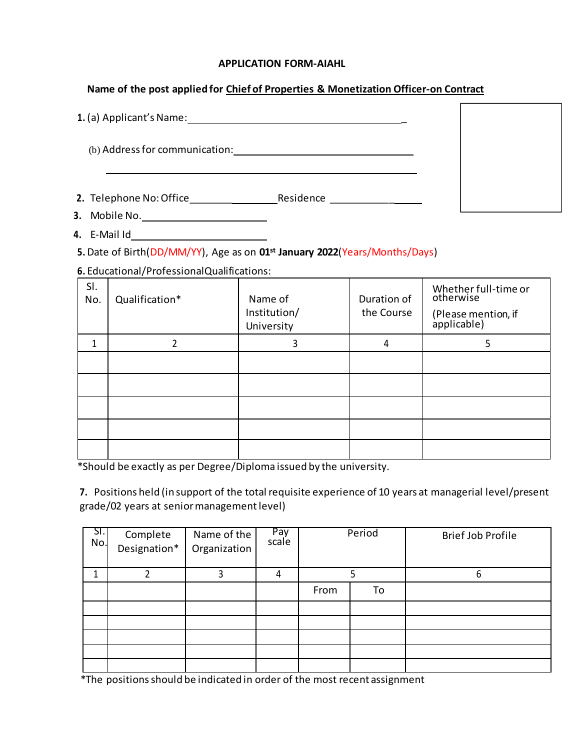**APPLICATION FORM-AIAHL**

**Name of the post applied for Chief of Properties & Monetization Officer-on Contract**

**1.** (a) Applicant's Name:_______________________________________________

(b) Address for communication:_________________________________________

_______________________________________________________________

**2.** Telephone No: Office__________________Residence ________________

**3.** Mobile No.________________________

**4.** E-Mail Id__________________________

**5.** Date of Birth(DD/MM/YY), Age as on **01st January 2022**(Years/Months/Days)

**6.** Educational/ProfessionalQualifications:

| Sl. No. | Qualification* | Name of Institution/ University | Duration of the Course | Whether full-time or otherwise (Please mention, if applicable) |
|---|---|---|---|---|
| 1 | 2 | 3 | 4 | 5 |
| | | | | |
| | | | | |
| | | | | |
| | | | | |
| | | | | |

*Should be exactly as per Degree/Diploma issued by the university.

**7.** Positions held (in support of the total requisite experience of 10 years at managerial level/present grade/02 years at senior management level)

| Sl. No. | Complete Designation* | Name of the Organization | Pay scale | Period | | Brief Job Profile |
|---|---|---|---|---|---|---|
| 1 | 2 | 3 | 4 | 5 | | 6 |
| | | | | From | To | |
| | | | | | | |
| | | | | | | |
| | | | | | | |
| | | | | | | |
| | | | | | | |

*The positions should be indicated in order of the most recent assignment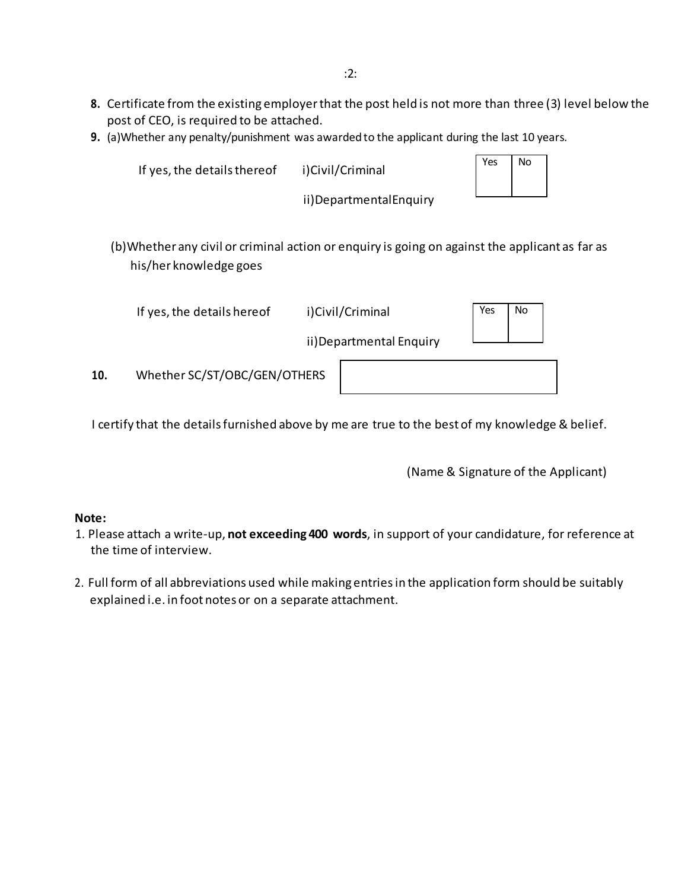**8.** Certificate from the existing employer that the post held is not more than three (3) level below the post of CEO, is required to be attached.

**9.** (a)Whether any penalty/punishment was awarded to the applicant during the last 10 years.

If yes, the details thereof i)Civil/Criminal

ii)DepartmentalEnquiry

| Yes | No |
|---|---|
| | |

(b)Whether any civil or criminal action or enquiry is going on against the applicant as far as his/her knowledge goes

If yes, the details hereof i)Civil/Criminal

ii)Departmental Enquiry

| Yes | No |
|---|---|
| | |

**10.** Whether SC/ST/OBC/GEN/OTHERS

I certify that the details furnished above by me are true to the best of my knowledge & belief.

(Name & Signature of the Applicant)

**Note:**

1. Please attach a write-up, **not exceeding 400 words**, in support of your candidature, for reference at the time of interview.

2. Full form of all abbreviations used while making entries in the application form should be suitably explained i.e. in foot notes or on a separate attachment.